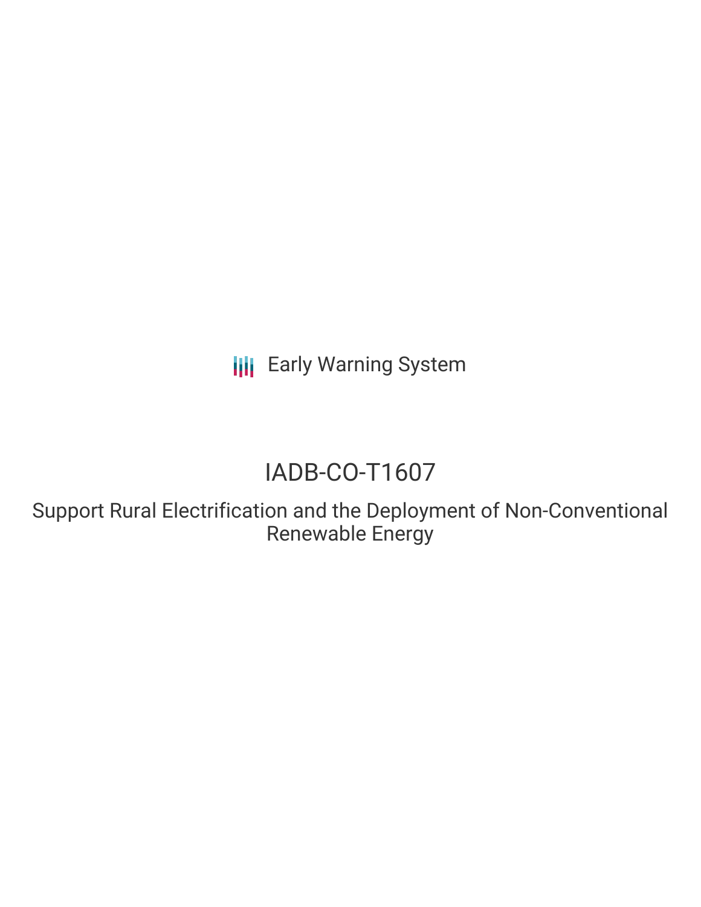Early Warning System

# IADB-CO-T1607

Support Rural Electrification and the Deployment of Non-Conventional Renewable Energy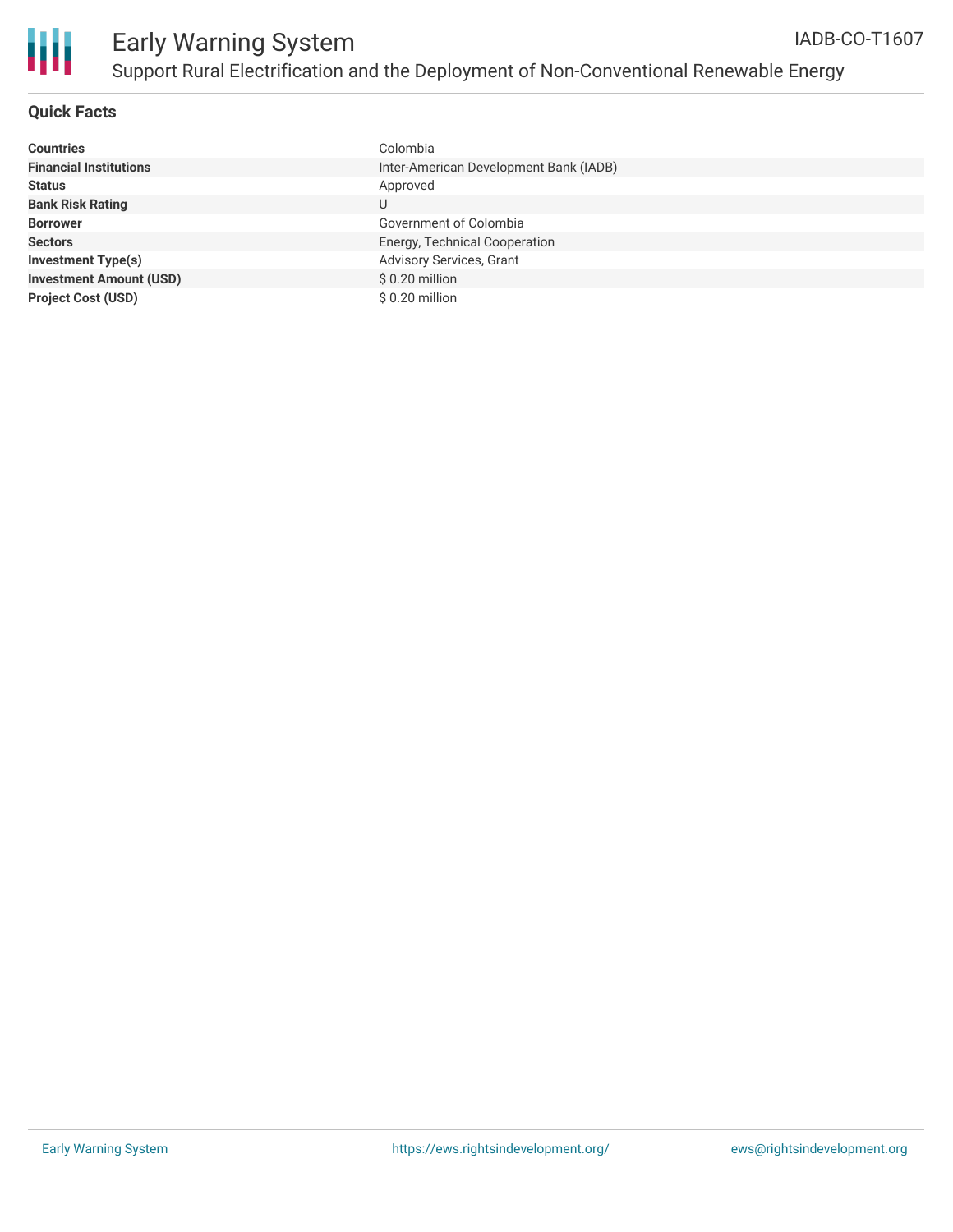## Quick Facts

| | |
|---|---|
| **Countries** | Colombia |
| **Financial Institutions** | Inter-American Development Bank (IADB) |
| **Status** | Approved |
| **Bank Risk Rating** | U |
| **Borrower** | Government of Colombia |
| **Sectors** | Energy, Technical Cooperation |
| **Investment Type(s)** | Advisory Services, Grant |
| **Investment Amount (USD)** | $ 0.20 million |
| **Project Cost (USD)** | $ 0.20 million |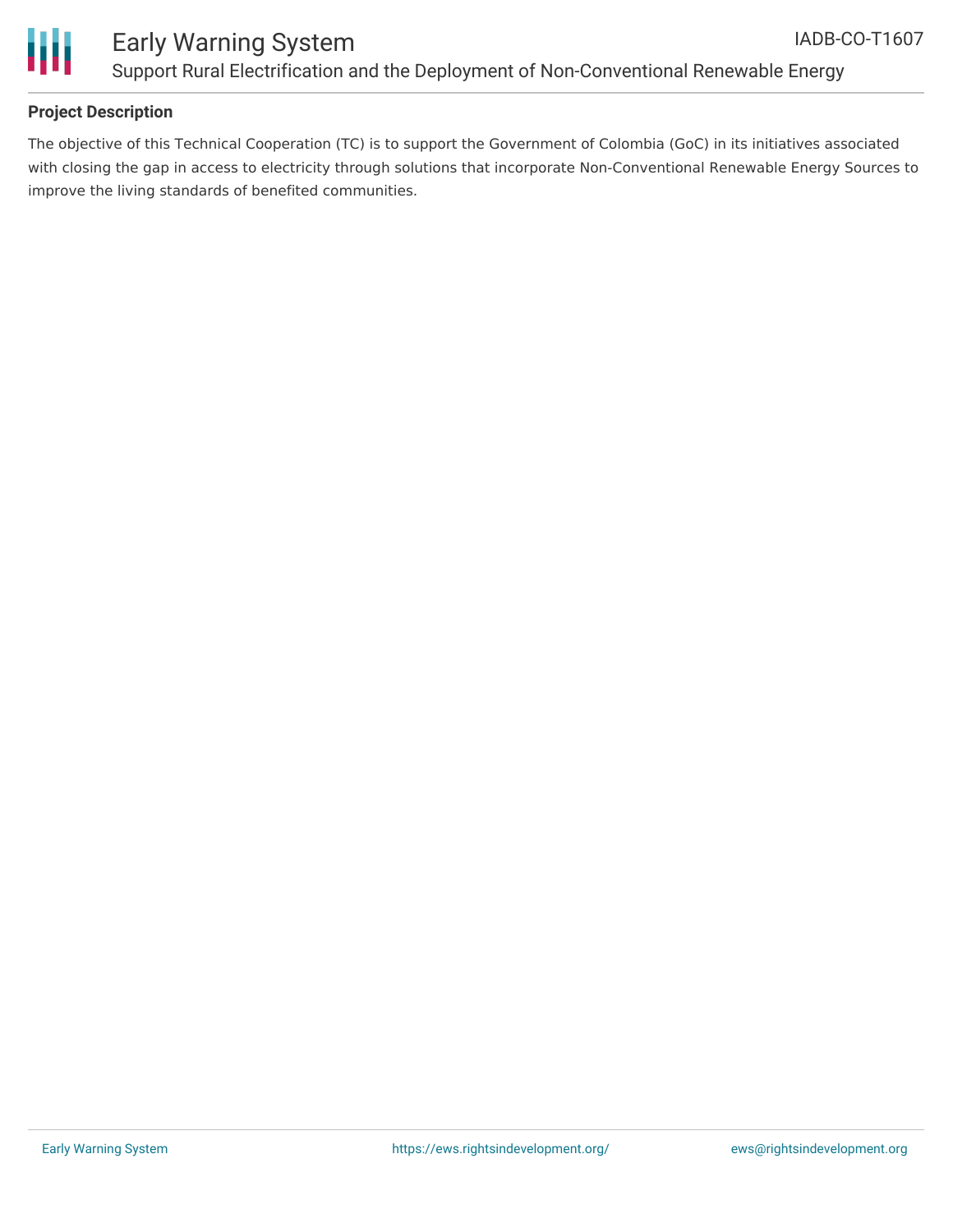## Project Description

The objective of this Technical Cooperation (TC) is to support the Government of Colombia (GoC) in its initiatives associated with closing the gap in access to electricity through solutions that incorporate Non-Conventional Renewable Energy Sources to improve the living standards of benefited communities.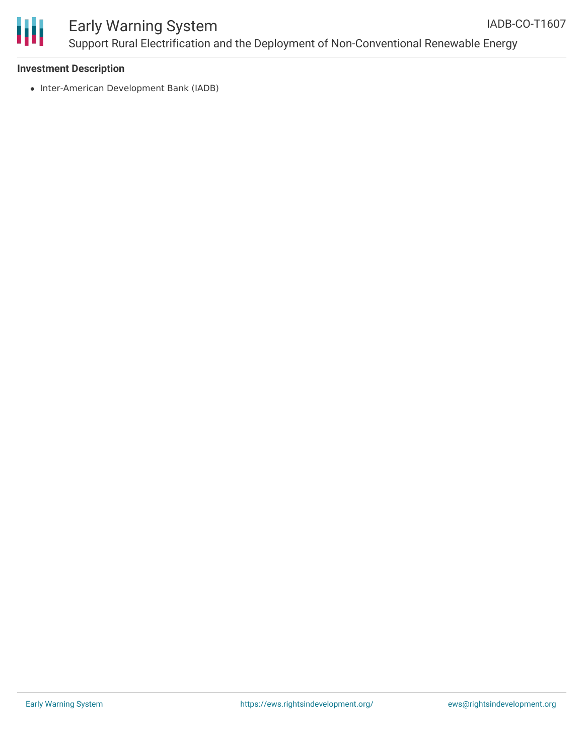**Investment Description**

- Inter-American Development Bank (IADB)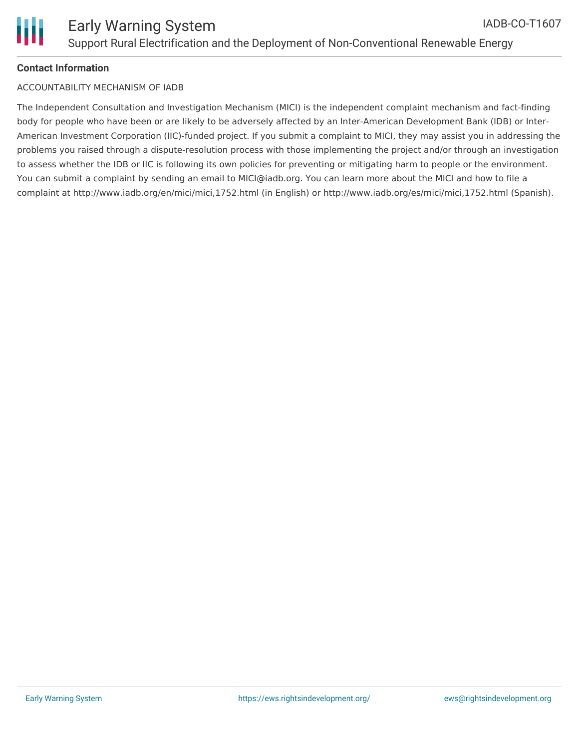**Contact Information**

ACCOUNTABILITY MECHANISM OF IADB

The Independent Consultation and Investigation Mechanism (MICI) is the independent complaint mechanism and fact-finding body for people who have been or are likely to be adversely affected by an Inter-American Development Bank (IDB) or Inter-American Investment Corporation (IIC)-funded project. If you submit a complaint to MICI, they may assist you in addressing the problems you raised through a dispute-resolution process with those implementing the project and/or through an investigation to assess whether the IDB or IIC is following its own policies for preventing or mitigating harm to people or the environment. You can submit a complaint by sending an email to MICI@iadb.org. You can learn more about the MICI and how to file a complaint at http://www.iadb.org/en/mici/mici,1752.html (in English) or http://www.iadb.org/es/mici/mici,1752.html (Spanish).